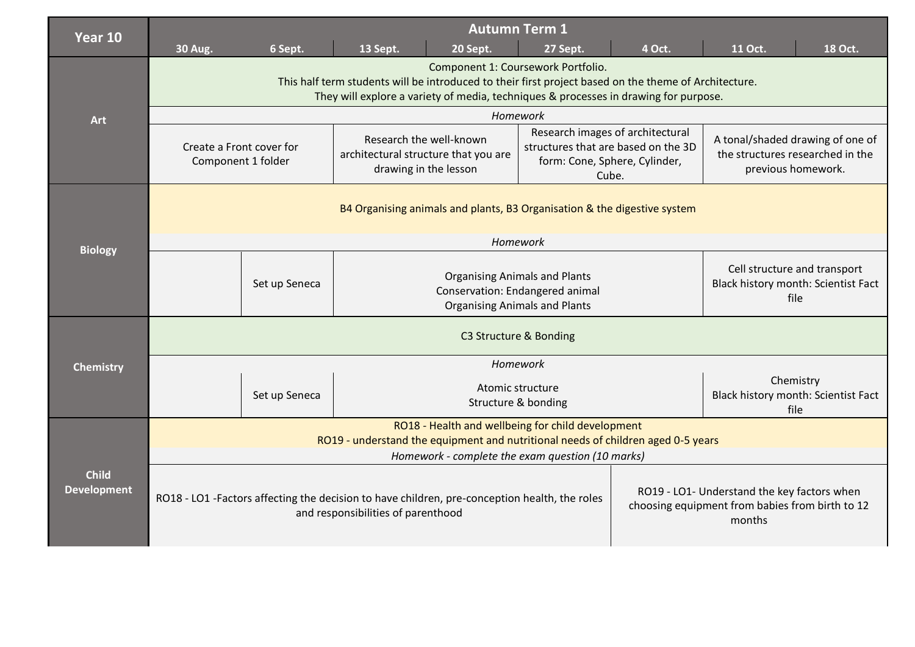| Year 10 | Autumn Term 1 | | | | | | | |
|---|---|---|---|---|---|---|---|---|
| | 30 Aug. | 6 Sept. | 13 Sept. | 20 Sept. | 27 Sept. | 4 Oct. | 11 Oct. | 18 Oct. |
| **Art** | Component 1: Coursework Portfolio. This half term students will be introduced to their first project based on the theme of Architecture. They will explore a variety of media, techniques & processes in drawing for purpose. | | | | | | | |
| | *Homework* | | | | | | | |
| | Create a Front cover for Component 1 folder | | Research the well-known architectural structure that you are drawing in the lesson | | Research images of architectural structures that are based on the 3D form: Cone, Sphere, Cylinder, Cube. | | A tonal/shaded drawing of one of the structures researched in the previous homework. | |
| **Biology** | B4 Organising animals and plants, B3 Organisation & the digestive system | | | | | | | |
| | *Homework* | | | | | | | |
| | | Set up Seneca | Organising Animals and Plants<br>Conservation: Endangered animal<br>Organising Animals and Plants | | | | Cell structure and transport<br>Black history month: Scientist Fact file | |
| **Chemistry** | C3 Structure & Bonding | | | | | | | |
| | *Homework* | | | | | | | |
| | | Set up Seneca | Atomic structure<br>Structure & bonding | | | | Chemistry<br>Black history month: Scientist Fact file | |
| **Child Development** | RO18 - Health and wellbeing for child development<br>RO19 - understand the equipment and nutritional needs of children aged 0-5 years | | | | | | | |
| | *Homework - complete the exam question (10 marks)* | | | | | | | |
| | RO18 - LO1 -Factors affecting the decision to have children, pre-conception health, the roles and responsibilities of parenthood | | | | | RO19 - LO1- Understand the key factors when choosing equipment from babies from birth to 12 months | | |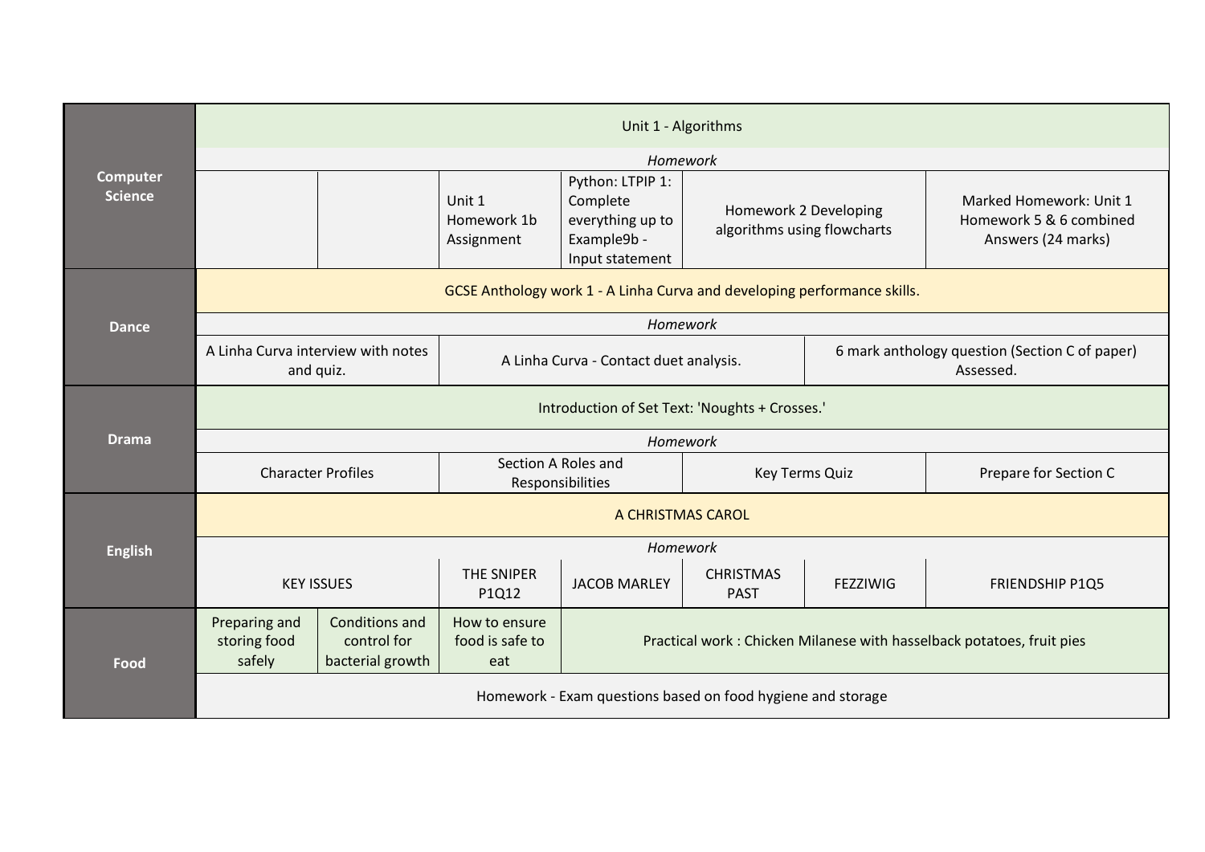| | | | | | | | |
|---|---|---|---|---|---|---|---|
| **Computer Science** | Unit 1 - Algorithms | | | | | | |
| | *Homework* | | | | | | |
| | | | Unit 1 Homework 1b Assignment | Python: LTPIP 1: Complete everything up to Example9b - Input statement | Homework 2 Developing algorithms using flowcharts | | Marked Homework: Unit 1 Homework 5 & 6 combined Answers (24 marks) |
| **Dance** | GCSE Anthology work 1 - A Linha Curva and developing performance skills. | | | | | | |
| | *Homework* | | | | | | |
| | A Linha Curva interview with notes and quiz. | | A Linha Curva - Contact duet analysis. | | | 6 mark anthology question (Section C of paper) Assessed. | |
| **Drama** | Introduction of Set Text: 'Noughts + Crosses.' | | | | | | |
| | *Homework* | | | | | | |
| | Character Profiles | | Section A Roles and Responsibilities | | Key Terms Quiz | | Prepare for Section C |
| **English** | A CHRISTMAS CAROL | | | | | | |
| | *Homework* | | | | | | |
| | KEY ISSUES | | THE SNIPER P1Q12 | JACOB MARLEY | CHRISTMAS PAST | FEZZIWIG | FRIENDSHIP P1Q5 |
| **Food** | Preparing and storing food safely | Conditions and control for bacterial growth | How to ensure food is safe to eat | Practical work : Chicken Milanese with hasselback potatoes, fruit pies | | | |
| | Homework - Exam questions based on food hygiene and storage | | | | | | |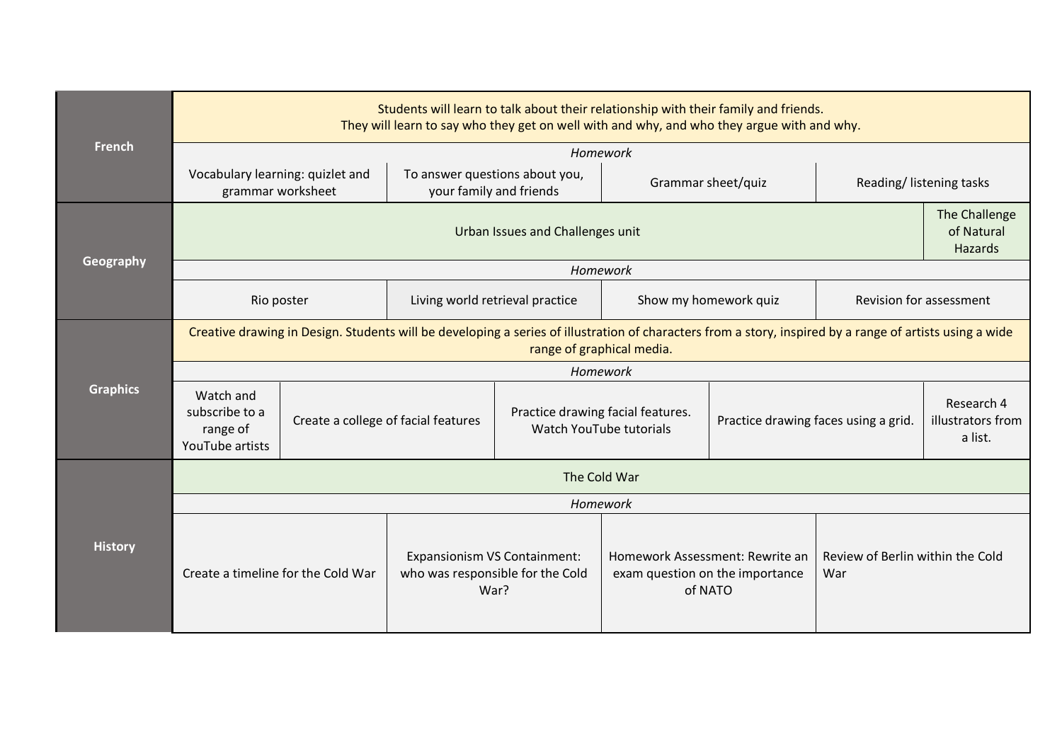| Subject | | | | | | |
|---|---|---|---|---|---|---|
| **French** | Students will learn to talk about their relationship with their family and friends. They will learn to say who they get on well with and why, and who they argue with and why. | | | | | |
| | *Homework* | | | | | |
| | Vocabulary learning: quizlet and grammar worksheet | | To answer questions about you, your family and friends | Grammar sheet/quiz | Reading/ listening tasks | |
| **Geography** | Urban Issues and Challenges unit | | | | | The Challenge of Natural Hazards |
| | *Homework* | | | | | |
| | Rio poster | | Living world retrieval practice | Show my homework quiz | Revision for assessment | |
| **Graphics** | Creative drawing in Design. Students will be developing a series of illustration of characters from a story, inspired by a range of artists using a wide range of graphical media. | | | | | |
| | *Homework* | | | | | |
| | Watch and subscribe to a range of YouTube artists | Create a college of facial features | | Practice drawing facial features. Watch YouTube tutorials | Practice drawing faces using a grid. | Research 4 illustrators from a list. |
| **History** | The Cold War | | | | | |
| | *Homework* | | | | | |
| | Create a timeline for the Cold War | | Expansionism VS Containment: who was responsible for the Cold War? | Homework Assessment: Rewrite an exam question on the importance of NATO | Review of Berlin within the Cold War | |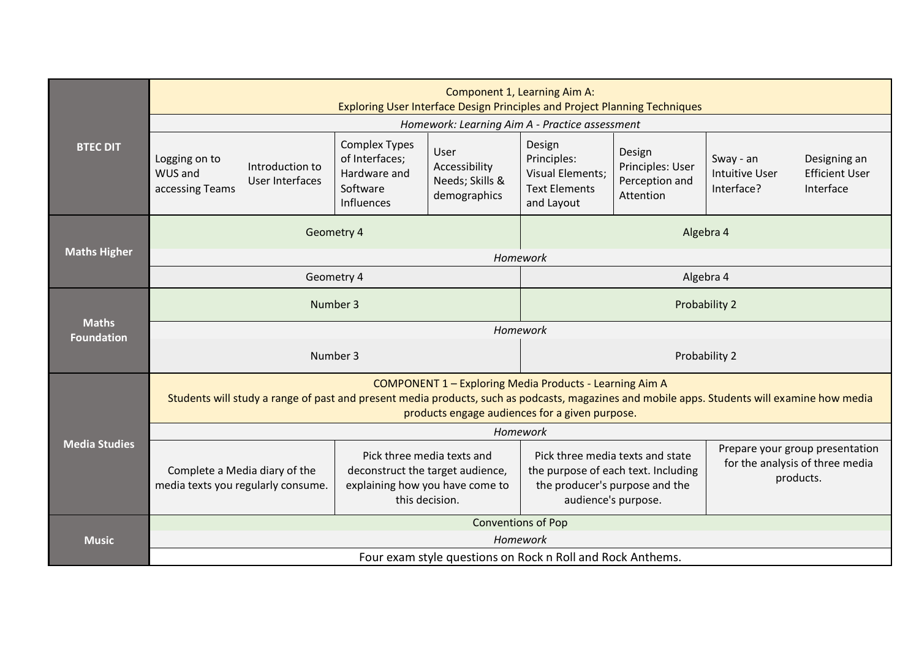| | | | | | | | | |
|---|---|---|---|---|---|---|---|---|
| **BTEC DIT** | Component 1, Learning Aim A: Exploring User Interface Design Principles and Project Planning Techniques | | | | | | | |
| | *Homework: Learning Aim A - Practice assessment* | | | | | | | |
| | Logging on to WUS and accessing Teams | Introduction to User Interfaces | Complex Types of Interfaces; Hardware and Software Influences | User Accessibility Needs; Skills & demographics | Design Principles: Visual Elements; Text Elements and Layout | Design Principles: User Perception and Attention | Sway - an Intuitive User Interface? | Designing an Efficient User Interface |
| **Maths Higher** | Geometry 4 | | | | Algebra 4 | | | |
| | *Homework* | | | | | | | |
| | Geometry 4 | | | | Algebra 4 | | | |
| **Maths Foundation** | Number 3 | | | | Probability 2 | | | |
| | *Homework* | | | | | | | |
| | Number 3 | | | | Probability 2 | | | |
| **Media Studies** | COMPONENT 1 – Exploring Media Products - Learning Aim A Students will study a range of past and present media products, such as podcasts, magazines and mobile apps. Students will examine how media products engage audiences for a given purpose. | | | | | | | |
| | *Homework* | | | | | | | |
| | Complete a Media diary of the media texts you regularly consume. | | Pick three media texts and deconstruct the target audience, explaining how you have come to this decision. | | Pick three media texts and state the purpose of each text. Including the producer's purpose and the audience's purpose. | | Prepare your group presentation for the analysis of three media products. | |
| **Music** | Conventions of Pop | | | | | | | |
| | *Homework* | | | | | | | |
| | Four exam style questions on Rock n Roll and Rock Anthems. | | | | | | | |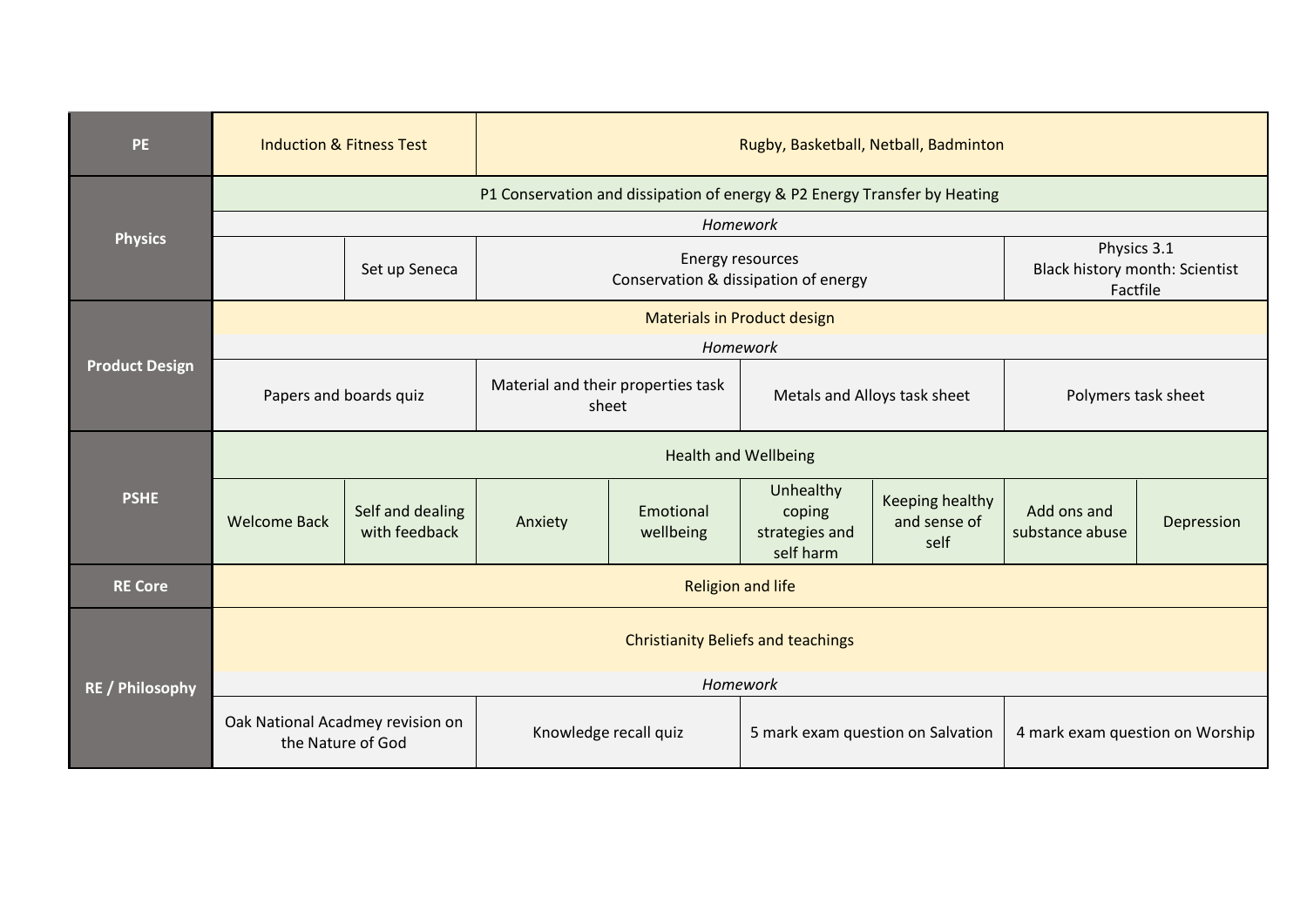| | | | | | | | | |
|---|---|---|---|---|---|---|---|---|
| **PE** | Induction & Fitness Test | | Rugby, Basketball, Netball, Badminton | | | | | |
| **Physics** | P1 Conservation and dissipation of energy & P2 Energy Transfer by Heating | | | | | | | |
| | *Homework* | | | | | | | |
| | | Set up Seneca | Energy resources<br>Conservation & dissipation of energy | | | | Physics 3.1<br>Black history month: Scientist Factfile | |
| **Product Design** | Materials in Product design | | | | | | | |
| | *Homework* | | | | | | | |
| | Papers and boards quiz | | Material and their properties task sheet | | Metals and Alloys task sheet | | Polymers task sheet | |
| **PSHE** | Health and Wellbeing | | | | | | | |
| | Welcome Back | Self and dealing with feedback | Anxiety | Emotional wellbeing | Unhealthy coping strategies and self harm | Keeping healthy and sense of self | Add ons and substance abuse | Depression |
| **RE Core** | Religion and life | | | | | | | |
| **RE / Philosophy** | Christianity Beliefs and teachings | | | | | | | |
| | *Homework* | | | | | | | |
| | Oak National Acadmey revision on the Nature of God | | Knowledge recall quiz | | 5 mark exam question on Salvation | | 4 mark exam question on Worship | |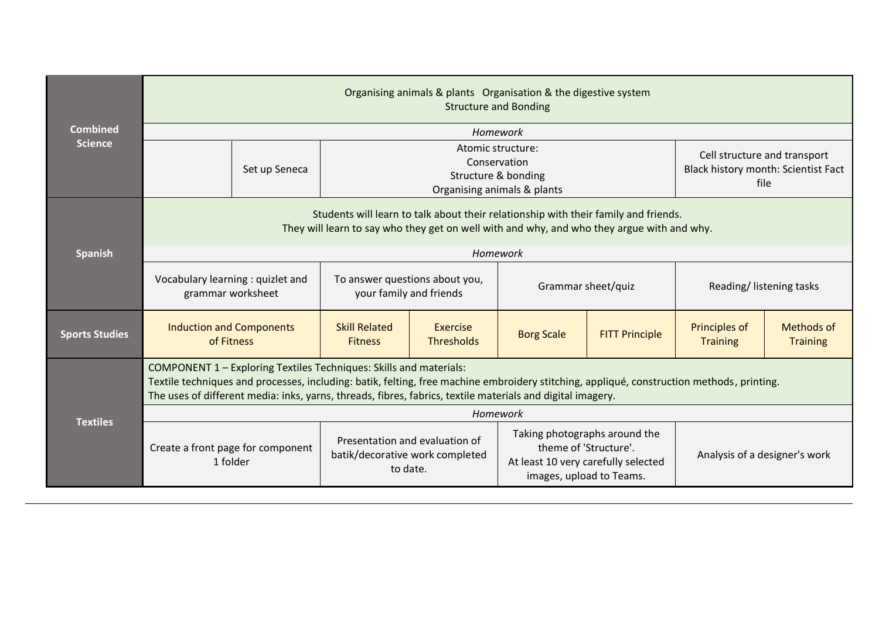| | | | | | | | |
|---|---|---|---|---|---|---|---|
| **Combined Science** | Organising animals & plants   Organisation & the digestive system<br>Structure and Bonding | | | | | | |
| | *Homework* | | | | | | |
| | | Set up Seneca | Atomic structure:<br>Conservation<br>Structure & bonding<br>Organising animals & plants | | | Cell structure and transport<br>Black history month: Scientist Fact file | |
| **Spanish** | Students will learn to talk about their relationship with their family and friends.<br>They will learn to say who they get on well with and why, and who they argue with and why. | | | | | | |
| | *Homework* | | | | | | |
| | Vocabulary learning : quizlet and grammar worksheet | | To answer questions about you, your family and friends | | Grammar sheet/quiz | | Reading/ listening tasks |
| **Sports Studies** | Induction and Components of Fitness | | Skill Related Fitness | Exercise Thresholds | Borg Scale | FITT Principle | Principles of Training | Methods of Training |
| **Textiles** | COMPONENT 1 – Exploring Textiles Techniques: Skills and materials:<br>Textile techniques and processes, including: batik, felting, free machine embroidery stitching, appliqué, construction methods, printing.<br>The uses of different media: inks, yarns, threads, fibres, fabrics, textile materials and digital imagery. | | | | | | |
| | *Homework* | | | | | | |
| | Create a front page for component 1 folder | | Presentation and evaluation of batik/decorative work completed to date. | | Taking photographs around the theme of 'Structure'.<br>At least 10 very carefully selected images, upload to Teams. | | Analysis of a designer's work |